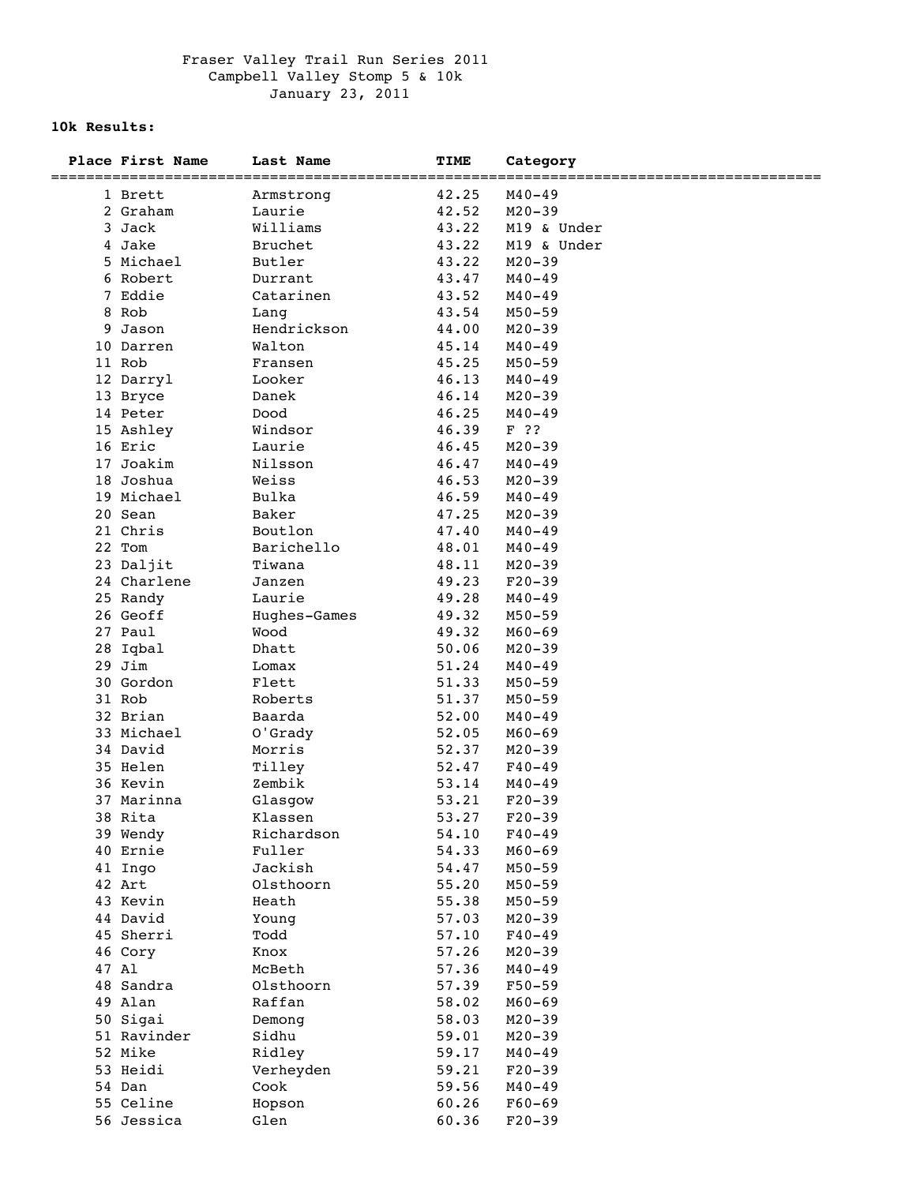Fraser Valley Trail Run Series 2011
Campbell Valley Stomp 5 & 10k
January 23, 2011

**10k Results:**

| Place | First Name | Last Name | TIME | Category |
|---|---|---|---|---|
| 1 | Brett | Armstrong | 42.25 | M40-49 |
| 2 | Graham | Laurie | 42.52 | M20-39 |
| 3 | Jack | Williams | 43.22 | M19 & Under |
| 4 | Jake | Bruchet | 43.22 | M19 & Under |
| 5 | Michael | Butler | 43.22 | M20-39 |
| 6 | Robert | Durrant | 43.47 | M40-49 |
| 7 | Eddie | Catarinen | 43.52 | M40-49 |
| 8 | Rob | Lang | 43.54 | M50-59 |
| 9 | Jason | Hendrickson | 44.00 | M20-39 |
| 10 | Darren | Walton | 45.14 | M40-49 |
| 11 | Rob | Fransen | 45.25 | M50-59 |
| 12 | Darryl | Looker | 46.13 | M40-49 |
| 13 | Bryce | Danek | 46.14 | M20-39 |
| 14 | Peter | Dood | 46.25 | M40-49 |
| 15 | Ashley | Windsor | 46.39 | F ?? |
| 16 | Eric | Laurie | 46.45 | M20-39 |
| 17 | Joakim | Nilsson | 46.47 | M40-49 |
| 18 | Joshua | Weiss | 46.53 | M20-39 |
| 19 | Michael | Bulka | 46.59 | M40-49 |
| 20 | Sean | Baker | 47.25 | M20-39 |
| 21 | Chris | Boutlon | 47.40 | M40-49 |
| 22 | Tom | Barichello | 48.01 | M40-49 |
| 23 | Daljit | Tiwana | 48.11 | M20-39 |
| 24 | Charlene | Janzen | 49.23 | F20-39 |
| 25 | Randy | Laurie | 49.28 | M40-49 |
| 26 | Geoff | Hughes-Games | 49.32 | M50-59 |
| 27 | Paul | Wood | 49.32 | M60-69 |
| 28 | Iqbal | Dhatt | 50.06 | M20-39 |
| 29 | Jim | Lomax | 51.24 | M40-49 |
| 30 | Gordon | Flett | 51.33 | M50-59 |
| 31 | Rob | Roberts | 51.37 | M50-59 |
| 32 | Brian | Baarda | 52.00 | M40-49 |
| 33 | Michael | O'Grady | 52.05 | M60-69 |
| 34 | David | Morris | 52.37 | M20-39 |
| 35 | Helen | Tilley | 52.47 | F40-49 |
| 36 | Kevin | Zembik | 53.14 | M40-49 |
| 37 | Marinna | Glasgow | 53.21 | F20-39 |
| 38 | Rita | Klassen | 53.27 | F20-39 |
| 39 | Wendy | Richardson | 54.10 | F40-49 |
| 40 | Ernie | Fuller | 54.33 | M60-69 |
| 41 | Ingo | Jackish | 54.47 | M50-59 |
| 42 | Art | Olsthoorn | 55.20 | M50-59 |
| 43 | Kevin | Heath | 55.38 | M50-59 |
| 44 | David | Young | 57.03 | M20-39 |
| 45 | Sherri | Todd | 57.10 | F40-49 |
| 46 | Cory | Knox | 57.26 | M20-39 |
| 47 | Al | McBeth | 57.36 | M40-49 |
| 48 | Sandra | Olsthoorn | 57.39 | F50-59 |
| 49 | Alan | Raffan | 58.02 | M60-69 |
| 50 | Sigai | Demong | 58.03 | M20-39 |
| 51 | Ravinder | Sidhu | 59.01 | M20-39 |
| 52 | Mike | Ridley | 59.17 | M40-49 |
| 53 | Heidi | Verheyden | 59.21 | F20-39 |
| 54 | Dan | Cook | 59.56 | M40-49 |
| 55 | Celine | Hopson | 60.26 | F60-69 |
| 56 | Jessica | Glen | 60.36 | F20-39 |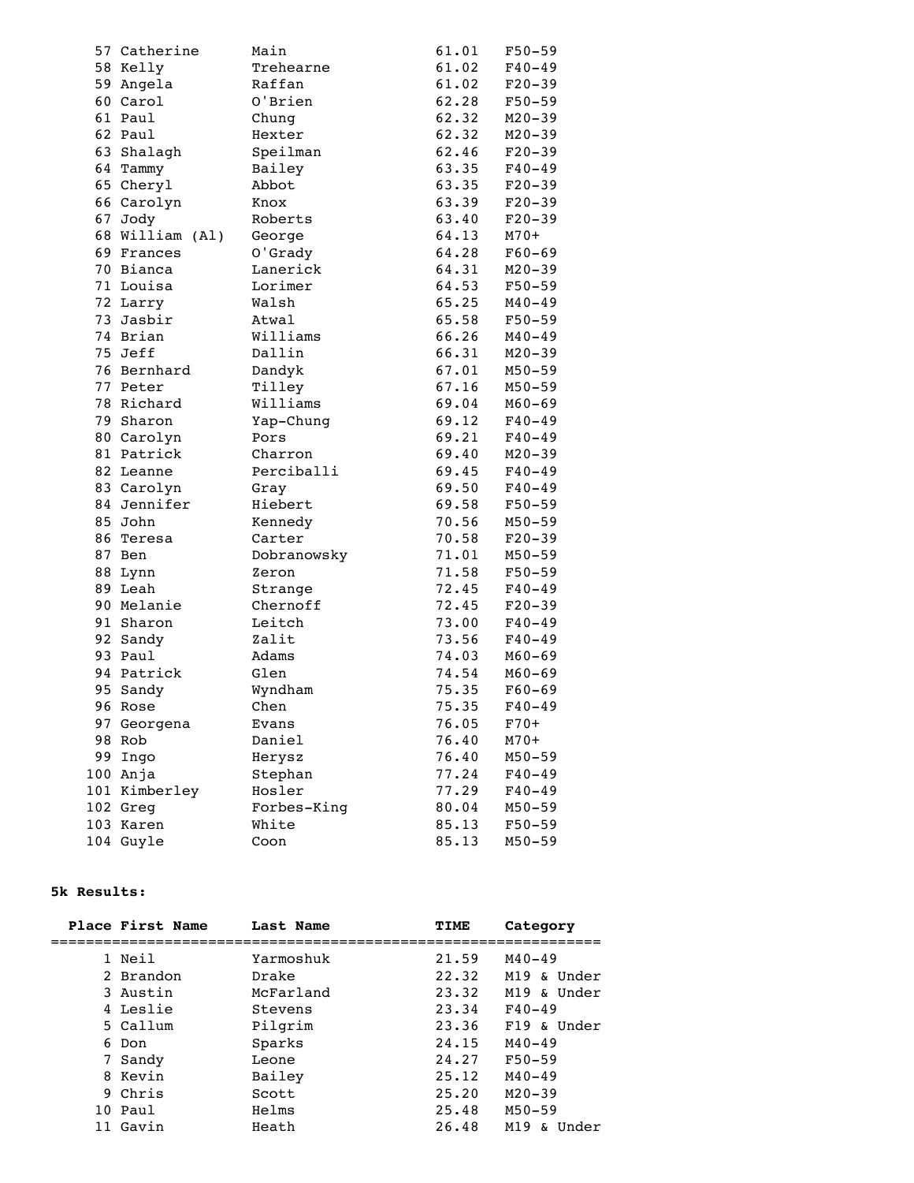| | | | | |
|---|---|---|---|---|
| 57 | Catherine | Main | 61.01 | F50-59 |
| 58 | Kelly | Trehearne | 61.02 | F40-49 |
| 59 | Angela | Raffan | 61.02 | F20-39 |
| 60 | Carol | O'Brien | 62.28 | F50-59 |
| 61 | Paul | Chung | 62.32 | M20-39 |
| 62 | Paul | Hexter | 62.32 | M20-39 |
| 63 | Shalagh | Speilman | 62.46 | F20-39 |
| 64 | Tammy | Bailey | 63.35 | F40-49 |
| 65 | Cheryl | Abbot | 63.35 | F20-39 |
| 66 | Carolyn | Knox | 63.39 | F20-39 |
| 67 | Jody | Roberts | 63.40 | F20-39 |
| 68 | William (Al) | George | 64.13 | M70+ |
| 69 | Frances | O'Grady | 64.28 | F60-69 |
| 70 | Bianca | Lanerick | 64.31 | M20-39 |
| 71 | Louisa | Lorimer | 64.53 | F50-59 |
| 72 | Larry | Walsh | 65.25 | M40-49 |
| 73 | Jasbir | Atwal | 65.58 | F50-59 |
| 74 | Brian | Williams | 66.26 | M40-49 |
| 75 | Jeff | Dallin | 66.31 | M20-39 |
| 76 | Bernhard | Dandyk | 67.01 | M50-59 |
| 77 | Peter | Tilley | 67.16 | M50-59 |
| 78 | Richard | Williams | 69.04 | M60-69 |
| 79 | Sharon | Yap-Chung | 69.12 | F40-49 |
| 80 | Carolyn | Pors | 69.21 | F40-49 |
| 81 | Patrick | Charron | 69.40 | M20-39 |
| 82 | Leanne | Perciballi | 69.45 | F40-49 |
| 83 | Carolyn | Gray | 69.50 | F40-49 |
| 84 | Jennifer | Hiebert | 69.58 | F50-59 |
| 85 | John | Kennedy | 70.56 | M50-59 |
| 86 | Teresa | Carter | 70.58 | F20-39 |
| 87 | Ben | Dobranowsky | 71.01 | M50-59 |
| 88 | Lynn | Zeron | 71.58 | F50-59 |
| 89 | Leah | Strange | 72.45 | F40-49 |
| 90 | Melanie | Chernoff | 72.45 | F20-39 |
| 91 | Sharon | Leitch | 73.00 | F40-49 |
| 92 | Sandy | Zalit | 73.56 | F40-49 |
| 93 | Paul | Adams | 74.03 | M60-69 |
| 94 | Patrick | Glen | 74.54 | M60-69 |
| 95 | Sandy | Wyndham | 75.35 | F60-69 |
| 96 | Rose | Chen | 75.35 | F40-49 |
| 97 | Georgena | Evans | 76.05 | F70+ |
| 98 | Rob | Daniel | 76.40 | M70+ |
| 99 | Ingo | Herysz | 76.40 | M50-59 |
| 100 | Anja | Stephan | 77.24 | F40-49 |
| 101 | Kimberley | Hosler | 77.29 | F40-49 |
| 102 | Greg | Forbes-King | 80.04 | M50-59 |
| 103 | Karen | White | 85.13 | F50-59 |
| 104 | Guyle | Coon | 85.13 | M50-59 |

**5k Results:**

| Place | First Name | Last Name | TIME | Category |
|---|---|---|---|---|
| 1 | Neil | Yarmoshuk | 21.59 | M40-49 |
| 2 | Brandon | Drake | 22.32 | M19 & Under |
| 3 | Austin | McFarland | 23.32 | M19 & Under |
| 4 | Leslie | Stevens | 23.34 | F40-49 |
| 5 | Callum | Pilgrim | 23.36 | F19 & Under |
| 6 | Don | Sparks | 24.15 | M40-49 |
| 7 | Sandy | Leone | 24.27 | F50-59 |
| 8 | Kevin | Bailey | 25.12 | M40-49 |
| 9 | Chris | Scott | 25.20 | M20-39 |
| 10 | Paul | Helms | 25.48 | M50-59 |
| 11 | Gavin | Heath | 26.48 | M19 & Under |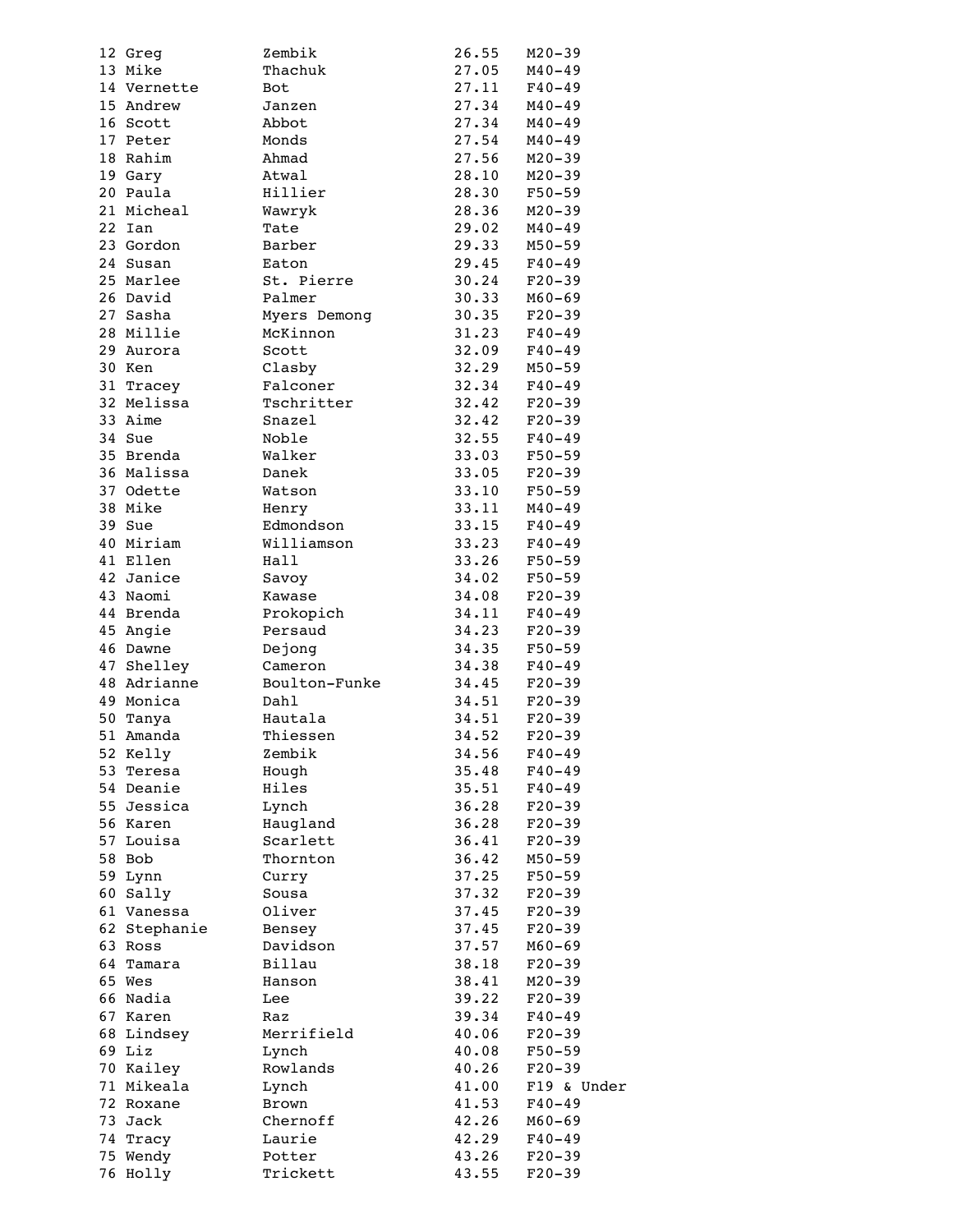| | | | | |
|---|---|---|---|---|
| 12 | Greg | Zembik | 26.55 | M20-39 |
| 13 | Mike | Thachuk | 27.05 | M40-49 |
| 14 | Vernette | Bot | 27.11 | F40-49 |
| 15 | Andrew | Janzen | 27.34 | M40-49 |
| 16 | Scott | Abbot | 27.34 | M40-49 |
| 17 | Peter | Monds | 27.54 | M40-49 |
| 18 | Rahim | Ahmad | 27.56 | M20-39 |
| 19 | Gary | Atwal | 28.10 | M20-39 |
| 20 | Paula | Hillier | 28.30 | F50-59 |
| 21 | Micheal | Wawryk | 28.36 | M20-39 |
| 22 | Ian | Tate | 29.02 | M40-49 |
| 23 | Gordon | Barber | 29.33 | M50-59 |
| 24 | Susan | Eaton | 29.45 | F40-49 |
| 25 | Marlee | St. Pierre | 30.24 | F20-39 |
| 26 | David | Palmer | 30.33 | M60-69 |
| 27 | Sasha | Myers Demong | 30.35 | F20-39 |
| 28 | Millie | McKinnon | 31.23 | F40-49 |
| 29 | Aurora | Scott | 32.09 | F40-49 |
| 30 | Ken | Clasby | 32.29 | M50-59 |
| 31 | Tracey | Falconer | 32.34 | F40-49 |
| 32 | Melissa | Tschritter | 32.42 | F20-39 |
| 33 | Aime | Snazel | 32.42 | F20-39 |
| 34 | Sue | Noble | 32.55 | F40-49 |
| 35 | Brenda | Walker | 33.03 | F50-59 |
| 36 | Malissa | Danek | 33.05 | F20-39 |
| 37 | Odette | Watson | 33.10 | F50-59 |
| 38 | Mike | Henry | 33.11 | M40-49 |
| 39 | Sue | Edmondson | 33.15 | F40-49 |
| 40 | Miriam | Williamson | 33.23 | F40-49 |
| 41 | Ellen | Hall | 33.26 | F50-59 |
| 42 | Janice | Savoy | 34.02 | F50-59 |
| 43 | Naomi | Kawase | 34.08 | F20-39 |
| 44 | Brenda | Prokopich | 34.11 | F40-49 |
| 45 | Angie | Persaud | 34.23 | F20-39 |
| 46 | Dawne | Dejong | 34.35 | F50-59 |
| 47 | Shelley | Cameron | 34.38 | F40-49 |
| 48 | Adrianne | Boulton-Funke | 34.45 | F20-39 |
| 49 | Monica | Dahl | 34.51 | F20-39 |
| 50 | Tanya | Hautala | 34.51 | F20-39 |
| 51 | Amanda | Thiessen | 34.52 | F20-39 |
| 52 | Kelly | Zembik | 34.56 | F40-49 |
| 53 | Teresa | Hough | 35.48 | F40-49 |
| 54 | Deanie | Hiles | 35.51 | F40-49 |
| 55 | Jessica | Lynch | 36.28 | F20-39 |
| 56 | Karen | Haugland | 36.28 | F20-39 |
| 57 | Louisa | Scarlett | 36.41 | F20-39 |
| 58 | Bob | Thornton | 36.42 | M50-59 |
| 59 | Lynn | Curry | 37.25 | F50-59 |
| 60 | Sally | Sousa | 37.32 | F20-39 |
| 61 | Vanessa | Oliver | 37.45 | F20-39 |
| 62 | Stephanie | Bensey | 37.45 | F20-39 |
| 63 | Ross | Davidson | 37.57 | M60-69 |
| 64 | Tamara | Billau | 38.18 | F20-39 |
| 65 | Wes | Hanson | 38.41 | M20-39 |
| 66 | Nadia | Lee | 39.22 | F20-39 |
| 67 | Karen | Raz | 39.34 | F40-49 |
| 68 | Lindsey | Merrifield | 40.06 | F20-39 |
| 69 | Liz | Lynch | 40.08 | F50-59 |
| 70 | Kailey | Rowlands | 40.26 | F20-39 |
| 71 | Mikeala | Lynch | 41.00 | F19 & Under |
| 72 | Roxane | Brown | 41.53 | F40-49 |
| 73 | Jack | Chernoff | 42.26 | M60-69 |
| 74 | Tracy | Laurie | 42.29 | F40-49 |
| 75 | Wendy | Potter | 43.26 | F20-39 |
| 76 | Holly | Trickett | 43.55 | F20-39 |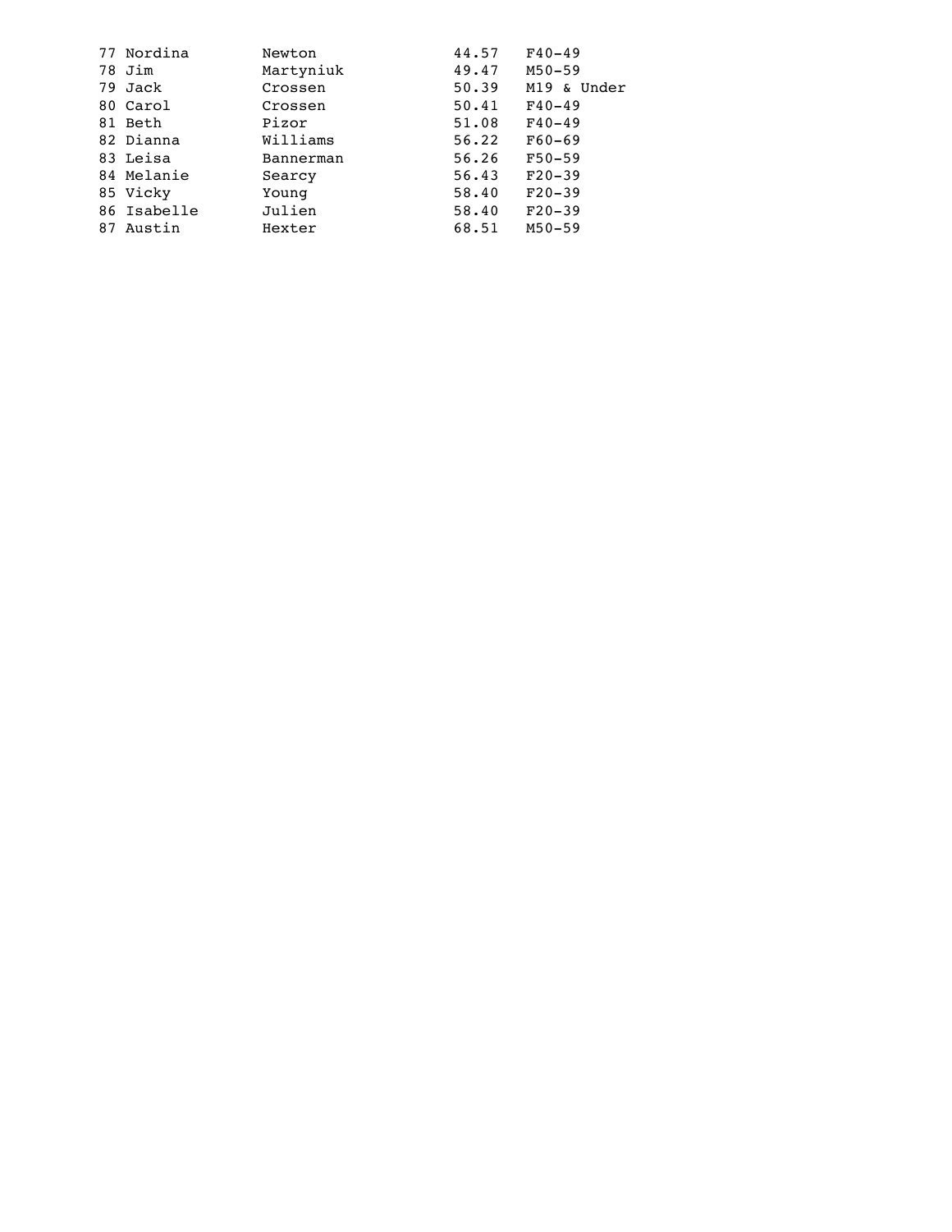| | | | | |
|---|---|---|---|---|
| 77 | Nordina | Newton | 44.57 | F40-49 |
| 78 | Jim | Martyniuk | 49.47 | M50-59 |
| 79 | Jack | Crossen | 50.39 | M19 & Under |
| 80 | Carol | Crossen | 50.41 | F40-49 |
| 81 | Beth | Pizor | 51.08 | F40-49 |
| 82 | Dianna | Williams | 56.22 | F60-69 |
| 83 | Leisa | Bannerman | 56.26 | F50-59 |
| 84 | Melanie | Searcy | 56.43 | F20-39 |
| 85 | Vicky | Young | 58.40 | F20-39 |
| 86 | Isabelle | Julien | 58.40 | F20-39 |
| 87 | Austin | Hexter | 68.51 | M50-59 |